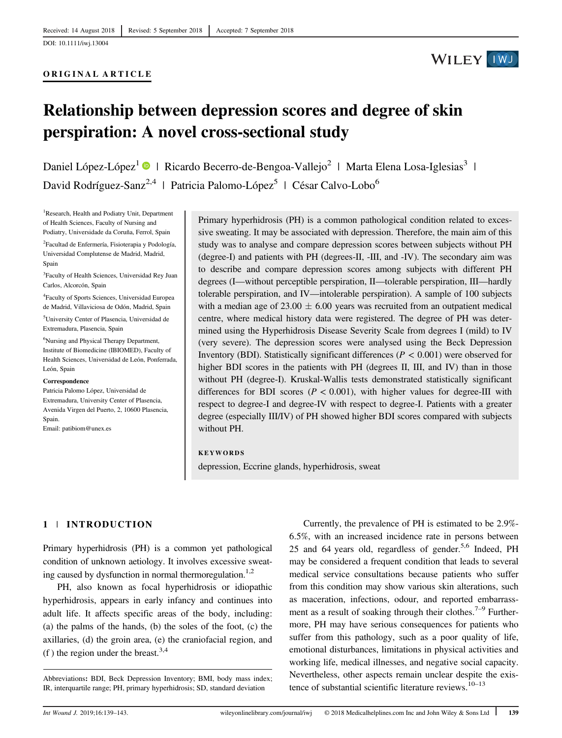Received: 14 August 2018 | Revised: 5 September 2018 | Accepted: 7 September 2018

DOI: 10.1111/iwj.13004

ORIGINAL ARTICLE

# Relationship between depression scores and degree of skin perspiration: A novel cross-sectional study

Daniel López-López[1] | Ricardo Becerro-de-Bengoa-Vallejo[2] | Marta Elena Losa-Iglesias[3] | David Rodríguez-Sanz[2,4] | Patricia Palomo-López[5] | César Calvo-Lobo[6]

[1]Research, Health and Podiatry Unit, Department of Health Sciences, Faculty of Nursing and Podiatry, Universidade da Coruña, Ferrol, Spain

[2]Facultad de Enfermería, Fisioterapia y Podología, Universidad Complutense de Madrid, Madrid, Spain

[3]Faculty of Health Sciences, Universidad Rey Juan Carlos, Alcorcón, Spain

[4]Faculty of Sports Sciences, Universidad Europea de Madrid, Villaviciosa de Odón, Madrid, Spain

[5]University Center of Plasencia, Universidad de Extremadura, Plasencia, Spain

[6]Nursing and Physical Therapy Department, Institute of Biomedicine (IBIOMED), Faculty of Health Sciences, Universidad de León, Ponferrada, León, Spain

**Correspondence**
Patricia Palomo López, Universidad de Extremadura, University Center of Plasencia, Avenida Virgen del Puerto, 2, 10600 Plasencia, Spain.
Email: patibiom@unex.es

Primary hyperhidrosis (PH) is a common pathological condition related to excessive sweating. It may be associated with depression. Therefore, the main aim of this study was to analyse and compare depression scores between subjects without PH (degree-I) and patients with PH (degrees-II, -III, and -IV). The secondary aim was to describe and compare depression scores among subjects with different PH degrees (I—without perceptible perspiration, II—tolerable perspiration, III—hardly tolerable perspiration, and IV—intolerable perspiration). A sample of 100 subjects with a median age of $23.00 \pm 6.00$ years was recruited from an outpatient medical centre, where medical history data were registered. The degree of PH was determined using the Hyperhidrosis Disease Severity Scale from degrees I (mild) to IV (very severe). The depression scores were analysed using the Beck Depression Inventory (BDI). Statistically significant differences ($P < 0.001$) were observed for higher BDI scores in the patients with PH (degrees II, III, and IV) than in those without PH (degree-I). Kruskal-Wallis tests demonstrated statistically significant differences for BDI scores ($P < 0.001$), with higher values for degree-III with respect to degree-I and degree-IV with respect to degree-I. Patients with a greater degree (especially III/IV) of PH showed higher BDI scores compared with subjects without PH.

**KEYWORDS**

depression, Eccrine glands, hyperhidrosis, sweat

## 1 | INTRODUCTION

Primary hyperhidrosis (PH) is a common yet pathological condition of unknown aetiology. It involves excessive sweating caused by dysfunction in normal thermoregulation.[1,2]

PH, also known as focal hyperhidrosis or idiopathic hyperhidrosis, appears in early infancy and continues into adult life. It affects specific areas of the body, including: (a) the palms of the hands, (b) the soles of the foot, (c) the axillaries, (d) the groin area, (e) the craniofacial region, and (f) the region under the breast.[3,4]

Currently, the prevalence of PH is estimated to be 2.9%-6.5%, with an increased incidence rate in persons between 25 and 64 years old, regardless of gender.[5,6] Indeed, PH may be considered a frequent condition that leads to several medical service consultations because patients who suffer from this condition may show various skin alterations, such as maceration, infections, odour, and reported embarrassment as a result of soaking through their clothes.[7–9] Furthermore, PH may have serious consequences for patients who suffer from this pathology, such as a poor quality of life, emotional disturbances, limitations in physical activities and working life, medical illnesses, and negative social capacity. Nevertheless, other aspects remain unclear despite the existence of substantial scientific literature reviews.[10–13]

Abbreviations: BDI, Beck Depression Inventory; BMI, body mass index; IR, interquartile range; PH, primary hyperhidrosis; SD, standard deviation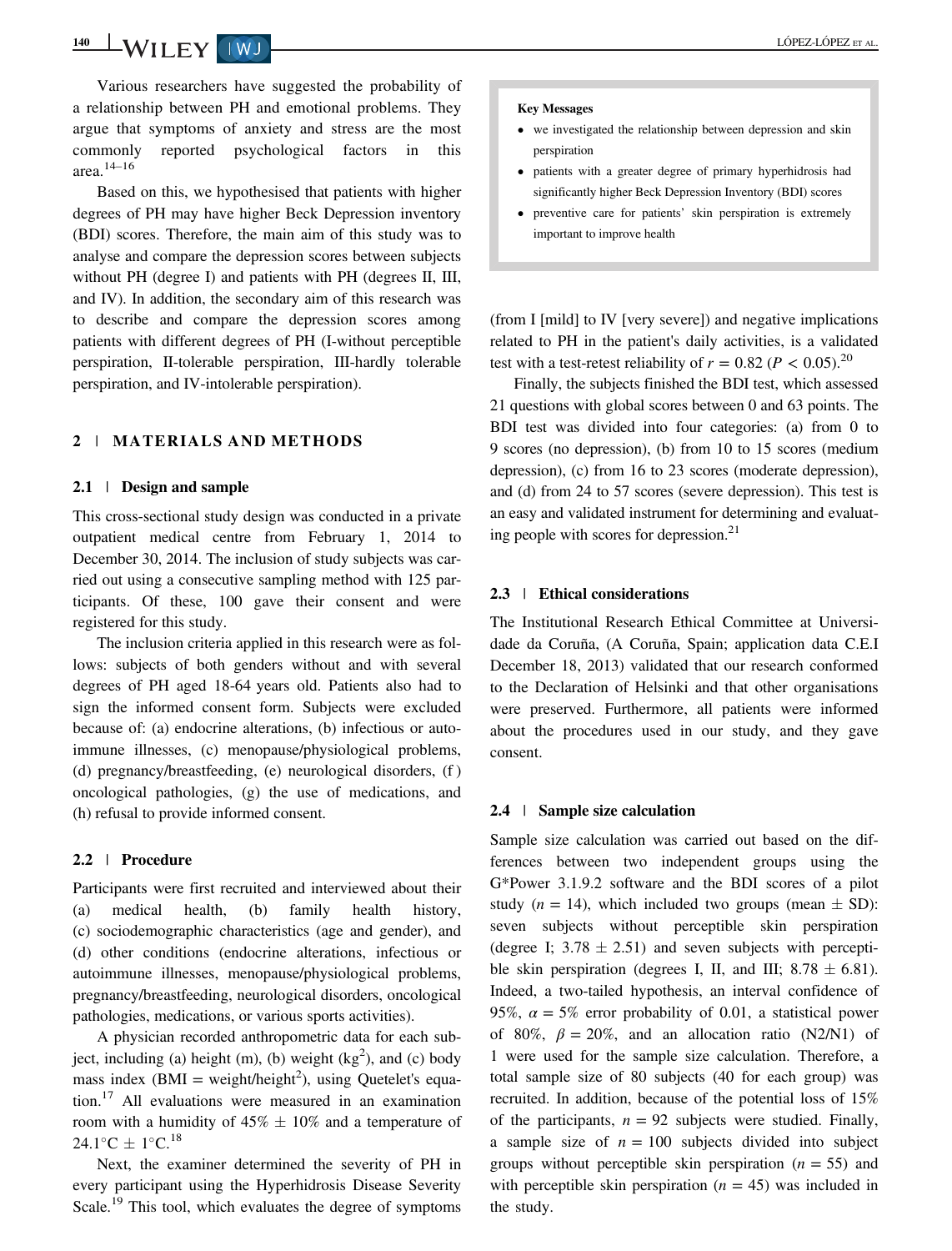Various researchers have suggested the probability of a relationship between PH and emotional problems. They argue that symptoms of anxiety and stress are the most commonly reported psychological factors in this area.[14–16]

Based on this, we hypothesised that patients with higher degrees of PH may have higher Beck Depression inventory (BDI) scores. Therefore, the main aim of this study was to analyse and compare the depression scores between subjects without PH (degree I) and patients with PH (degrees II, III, and IV). In addition, the secondary aim of this research was to describe and compare the depression scores among patients with different degrees of PH (I-without perceptible perspiration, II-tolerable perspiration, III-hardly tolerable perspiration, and IV-intolerable perspiration).

> **Key Messages**
>
> - we investigated the relationship between depression and skin perspiration
> - patients with a greater degree of primary hyperhidrosis had significantly higher Beck Depression Inventory (BDI) scores
> - preventive care for patients' skin perspiration is extremely important to improve health

## 2 | MATERIALS AND METHODS

### 2.1 | Design and sample

This cross-sectional study design was conducted in a private outpatient medical centre from February 1, 2014 to December 30, 2014. The inclusion of study subjects was carried out using a consecutive sampling method with 125 participants. Of these, 100 gave their consent and were registered for this study.

The inclusion criteria applied in this research were as follows: subjects of both genders without and with several degrees of PH aged 18-64 years old. Patients also had to sign the informed consent form. Subjects were excluded because of: (a) endocrine alterations, (b) infectious or autoimmune illnesses, (c) menopause/physiological problems, (d) pregnancy/breastfeeding, (e) neurological disorders, (f) oncological pathologies, (g) the use of medications, and (h) refusal to provide informed consent.

### 2.2 | Procedure

Participants were first recruited and interviewed about their (a) medical health, (b) family health history, (c) sociodemographic characteristics (age and gender), and (d) other conditions (endocrine alterations, infectious or autoimmune illnesses, menopause/physiological problems, pregnancy/breastfeeding, neurological disorders, oncological pathologies, medications, or various sports activities).

A physician recorded anthropometric data for each subject, including (a) height (m), (b) weight ($kg^2$), and (c) body mass index (BMI = weight/height$^2$), using Quetelet's equation.[17] All evaluations were measured in an examination room with a humidity of 45% ± 10% and a temperature of 24.1°C ± 1°C.[18]

Next, the examiner determined the severity of PH in every participant using the Hyperhidrosis Disease Severity Scale.[19] This tool, which evaluates the degree of symptoms (from I [mild] to IV [very severe]) and negative implications related to PH in the patient's daily activities, is a validated test with a test-retest reliability of $r = 0.82$ ($P < 0.05$).[20]

Finally, the subjects finished the BDI test, which assessed 21 questions with global scores between 0 and 63 points. The BDI test was divided into four categories: (a) from 0 to 9 scores (no depression), (b) from 10 to 15 scores (medium depression), (c) from 16 to 23 scores (moderate depression), and (d) from 24 to 57 scores (severe depression). This test is an easy and validated instrument for determining and evaluating people with scores for depression.[21]

### 2.3 | Ethical considerations

The Institutional Research Ethical Committee at Universidade da Coruña, (A Coruña, Spain; application data C.E.I December 18, 2013) validated that our research conformed to the Declaration of Helsinki and that other organisations were preserved. Furthermore, all patients were informed about the procedures used in our study, and they gave consent.

### 2.4 | Sample size calculation

Sample size calculation was carried out based on the differences between two independent groups using the G*Power 3.1.9.2 software and the BDI scores of a pilot study ($n = 14$), which included two groups (mean ± SD): seven subjects without perceptible skin perspiration (degree I; 3.78 ± 2.51) and seven subjects with perceptible skin perspiration (degrees I, II, and III; 8.78 ± 6.81). Indeed, a two-tailed hypothesis, an interval confidence of 95%, $\alpha = 5\%$ error probability of 0.01, a statistical power of 80%, $\beta = 20\%$, and an allocation ratio (N2/N1) of 1 were used for the sample size calculation. Therefore, a total sample size of 80 subjects (40 for each group) was recruited. In addition, because of the potential loss of 15% of the participants, $n = 92$ subjects were studied. Finally, a sample size of $n = 100$ subjects divided into subject groups without perceptible skin perspiration ($n = 55$) and with perceptible skin perspiration ($n = 45$) was included in the study.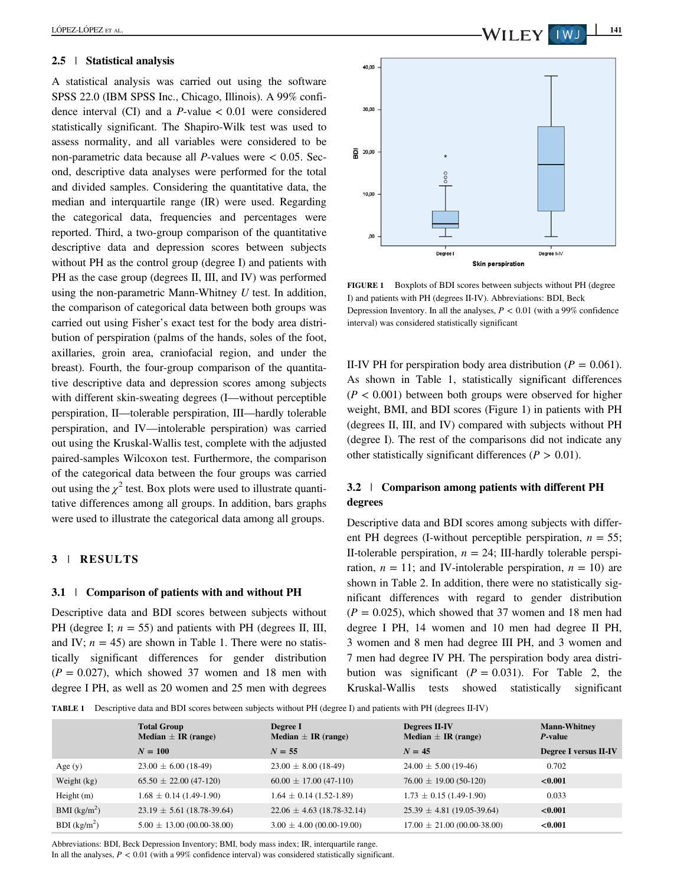### 2.5 | Statistical analysis

A statistical analysis was carried out using the software SPSS 22.0 (IBM SPSS Inc., Chicago, Illinois). A 99% confidence interval (CI) and a $P$-value < 0.01 were considered statistically significant. The Shapiro-Wilk test was used to assess normality, and all variables were considered to be non-parametric data because all $P$-values were < 0.05. Second, descriptive data analyses were performed for the total and divided samples. Considering the quantitative data, the median and interquartile range (IR) were used. Regarding the categorical data, frequencies and percentages were reported. Third, a two-group comparison of the quantitative descriptive data and depression scores between subjects without PH as the control group (degree I) and patients with PH as the case group (degrees II, III, and IV) was performed using the non-parametric Mann-Whitney $U$ test. In addition, the comparison of categorical data between both groups was carried out using Fisher's exact test for the body area distribution of perspiration (palms of the hands, soles of the foot, axillaries, groin area, craniofacial region, and under the breast). Fourth, the four-group comparison of the quantitative descriptive data and depression scores among subjects with different skin-sweating degrees (I—without perceptible perspiration, II—tolerable perspiration, III—hardly tolerable perspiration, and IV—intolerable perspiration) was carried out using the Kruskal-Wallis test, complete with the adjusted paired-samples Wilcoxon test. Furthermore, the comparison of the categorical data between the four groups was carried out using the $\chi^2$ test. Box plots were used to illustrate quantitative differences among all groups. In addition, bars graphs were used to illustrate the categorical data among all groups.

## 3 | RESULTS

### 3.1 | Comparison of patients with and without PH

Descriptive data and BDI scores between subjects without PH (degree I; $n$ = 55) and patients with PH (degrees II, III, and IV; $n$ = 45) are shown in Table 1. There were no statistically significant differences for gender distribution ($P$ = 0.027), which showed 37 women and 18 men with degree I PH, as well as 20 women and 25 men with degrees II-IV PH for perspiration body area distribution ($P$ = 0.061). As shown in Table 1, statistically significant differences ($P$ < 0.001) between both groups were observed for higher weight, BMI, and BDI scores (Figure 1) in patients with PH (degrees II, III, and IV) compared with subjects without PH (degree I). The rest of the comparisons did not indicate any other statistically significant differences ($P$ > 0.01).

**FIGURE 1** Boxplots of BDI scores between subjects without PH (degree I) and patients with PH (degrees II-IV). Abbreviations: BDI, Beck Depression Inventory. In all the analyses, $P$ < 0.01 (with a 99% confidence interval) was considered statistically significant

### 3.2 | Comparison among patients with different PH degrees

Descriptive data and BDI scores among subjects with different PH degrees (I-without perceptible perspiration, $n$ = 55; II-tolerable perspiration, $n$ = 24; III-hardly tolerable perspiration, $n$ = 11; and IV-intolerable perspiration, $n$ = 10) are shown in Table 2. In addition, there were no statistically significant differences with regard to gender distribution ($P$ = 0.025), which showed that 37 women and 18 men had degree I PH, 14 women and 10 men had degree II PH, 3 women and 8 men had degree III PH, and 3 women and 7 men had degree IV PH. The perspiration body area distribution was significant ($P$ = 0.031). For Table 2, the Kruskal-Wallis tests showed statistically significant

**TABLE 1** Descriptive data and BDI scores between subjects without PH (degree I) and patients with PH (degrees II-IV)

| | Total Group Median ± IR (range) | Degree I Median ± IR (range) | Degrees II-IV Median ± IR (range) | Mann-Whitney $P$-value |
|---|---|---|---|---|
| | $N$ = 100 | $N$ = 55 | $N$ = 45 | Degree I versus II-IV |
| Age (y) | 23.00 ± 6.00 (18-49) | 23.00 ± 8.00 (18-49) | 24.00 ± 5.00 (19-46) | 0.702 |
| Weight (kg) | 65.50 ± 22.00 (47-120) | 60.00 ± 17.00 (47-110) | 76.00 ± 19.00 (50-120) | **<0.001** |
| Height (m) | 1.68 ± 0.14 (1.49-1.90) | 1.64 ± 0.14 (1.52-1.89) | 1.73 ± 0.15 (1.49-1.90) | 0.033 |
| BMI (kg/m$^2$) | 23.19 ± 5.61 (18.78-39.64) | 22.06 ± 4.63 (18.78-32.14) | 25.39 ± 4.81 (19.05-39.64) | **<0.001** |
| BDI (kg/m$^2$) | 5.00 ± 13.00 (00.00-38.00) | 3.00 ± 4.00 (00.00-19.00) | 17.00 ± 21.00 (00.00-38.00) | **<0.001** |

Abbreviations: BDI, Beck Depression Inventory; BMI, body mass index; IR, interquartile range.
In all the analyses, $P$ < 0.01 (with a 99% confidence interval) was considered statistically significant.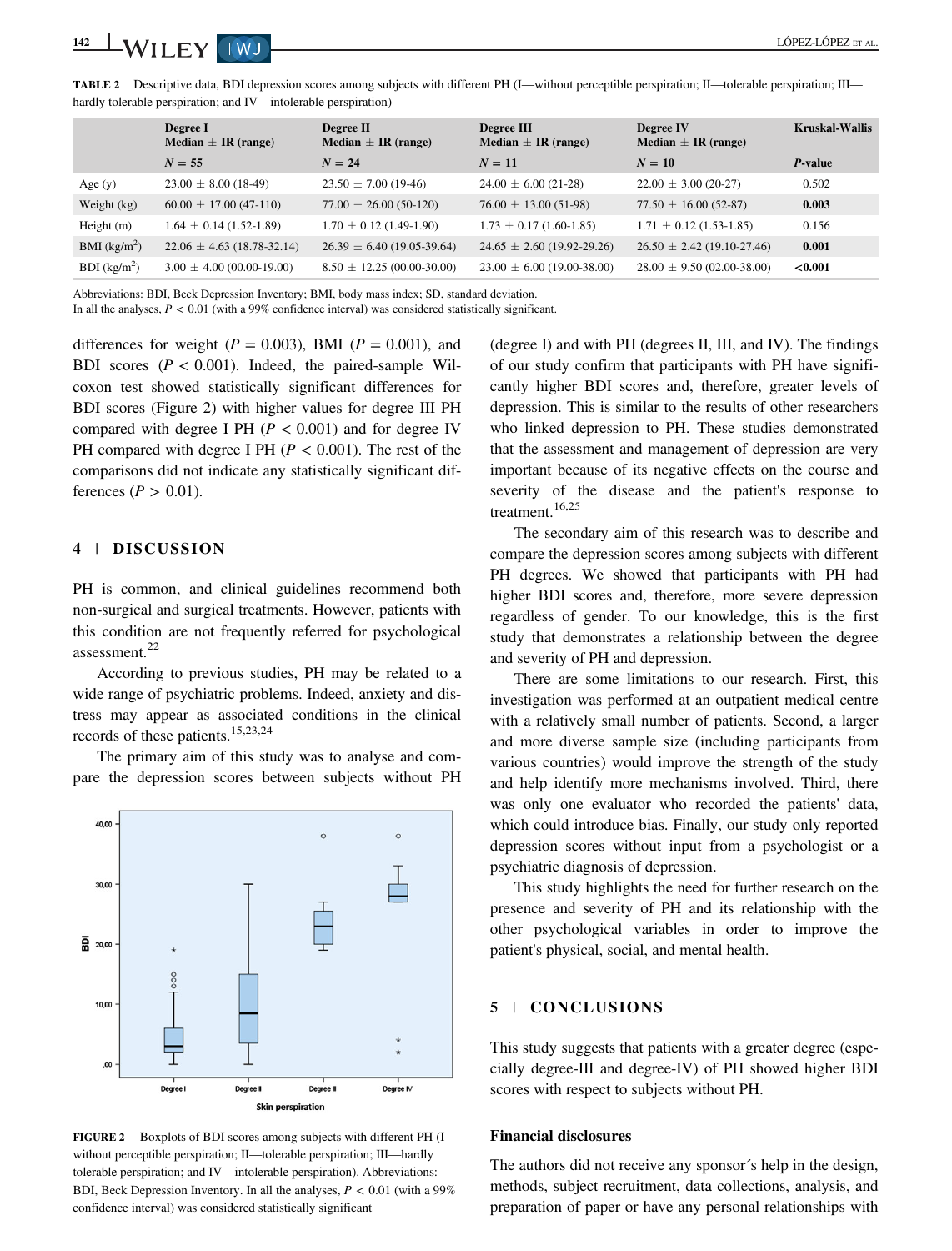**TABLE 2** Descriptive data, BDI depression scores among subjects with different PH (I—without perceptible perspiration; II—tolerable perspiration; III—hardly tolerable perspiration; and IV—intolerable perspiration)

| | Degree I Median ± IR (range) | Degree II Median ± IR (range) | Degree III Median ± IR (range) | Degree IV Median ± IR (range) | Kruskal-Wallis |
|---|---|---|---|---|---|
| | $N$ = 55 | $N$ = 24 | $N$ = 11 | $N$ = 10 | $P$-value |
| Age (y) | 23.00 ± 8.00 (18-49) | 23.50 ± 7.00 (19-46) | 24.00 ± 6.00 (21-28) | 22.00 ± 3.00 (20-27) | 0.502 |
| Weight (kg) | 60.00 ± 17.00 (47-110) | 77.00 ± 26.00 (50-120) | 76.00 ± 13.00 (51-98) | 77.50 ± 16.00 (52-87) | **0.003** |
| Height (m) | 1.64 ± 0.14 (1.52-1.89) | 1.70 ± 0.12 (1.49-1.90) | 1.73 ± 0.17 (1.60-1.85) | 1.71 ± 0.12 (1.53-1.85) | 0.156 |
| BMI (kg/m$^2$) | 22.06 ± 4.63 (18.78-32.14) | 26.39 ± 6.40 (19.05-39.64) | 24.65 ± 2.60 (19.92-29.26) | 26.50 ± 2.42 (19.10-27.46) | **0.001** |
| BDI (kg/m$^2$) | 3.00 ± 4.00 (00.00-19.00) | 8.50 ± 12.25 (00.00-30.00) | 23.00 ± 6.00 (19.00-38.00) | 28.00 ± 9.50 (02.00-38.00) | **<0.001** |

Abbreviations: BDI, Beck Depression Inventory; BMI, body mass index; SD, standard deviation.
In all the analyses, $P < 0.01$ (with a 99% confidence interval) was considered statistically significant.

differences for weight ($P = 0.003$), BMI ($P = 0.001$), and BDI scores ($P < 0.001$). Indeed, the paired-sample Wilcoxon test showed statistically significant differences for BDI scores (Figure 2) with higher values for degree III PH compared with degree I PH ($P < 0.001$) and for degree IV PH compared with degree I PH ($P < 0.001$). The rest of the comparisons did not indicate any statistically significant differences ($P > 0.01$).

## 4 | DISCUSSION

PH is common, and clinical guidelines recommend both non-surgical and surgical treatments. However, patients with this condition are not frequently referred for psychological assessment.[22]

According to previous studies, PH may be related to a wide range of psychiatric problems. Indeed, anxiety and distress may appear as associated conditions in the clinical records of these patients.[15,23,24]

The primary aim of this study was to analyse and compare the depression scores between subjects without PH (degree I) and with PH (degrees II, III, and IV). The findings of our study confirm that participants with PH have significantly higher BDI scores and, therefore, greater levels of depression. This is similar to the results of other researchers who linked depression to PH. These studies demonstrated that the assessment and management of depression are very important because of its negative effects on the course and severity of the disease and the patient's response to treatment.[16,25]

The secondary aim of this research was to describe and compare the depression scores among subjects with different PH degrees. We showed that participants with PH had higher BDI scores and, therefore, more severe depression regardless of gender. To our knowledge, this is the first study that demonstrates a relationship between the degree and severity of PH and depression.

There are some limitations to our research. First, this investigation was performed at an outpatient medical centre with a relatively small number of patients. Second, a larger and more diverse sample size (including participants from various countries) would improve the strength of the study and help identify more mechanisms involved. Third, there was only one evaluator who recorded the patients' data, which could introduce bias. Finally, our study only reported depression scores without input from a psychologist or a psychiatric diagnosis of depression.

This study highlights the need for further research on the presence and severity of PH and its relationship with the other psychological variables in order to improve the patient's physical, social, and mental health.

BDI
40,00
30,00
20,00
10,00
,00
Degree I
Degree II
Degree III
Degree IV
Skin perspiration

**FIGURE 2** Boxplots of BDI scores among subjects with different PH (I—without perceptible perspiration; II—tolerable perspiration; III—hardly tolerable perspiration; and IV—intolerable perspiration). Abbreviations: BDI, Beck Depression Inventory. In all the analyses, $P < 0.01$ (with a 99% confidence interval) was considered statistically significant

## 5 | CONCLUSIONS

This study suggests that patients with a greater degree (especially degree-III and degree-IV) of PH showed higher BDI scores with respect to subjects without PH.

### Financial disclosures

The authors did not receive any sponsor´s help in the design, methods, subject recruitment, data collections, analysis, and preparation of paper or have any personal relationships with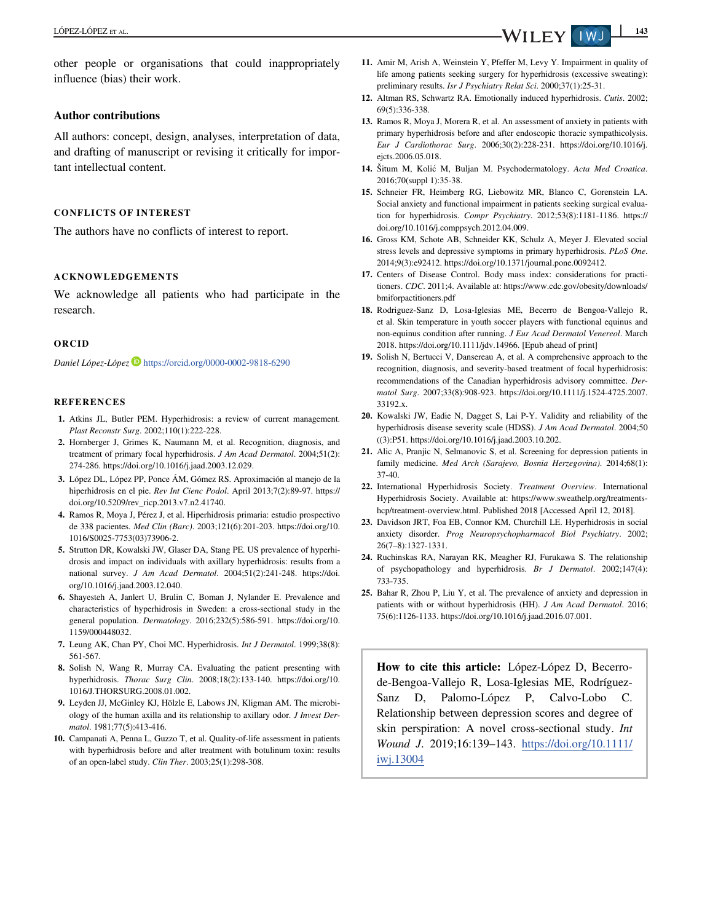other people or organisations that could inappropriately influence (bias) their work.

### Author contributions

All authors: concept, design, analyses, interpretation of data, and drafting of manuscript or revising it critically for important intellectual content.

## CONFLICTS OF INTEREST

The authors have no conflicts of interest to report.

## ACKNOWLEDGEMENTS

We acknowledge all patients who had participate in the research.

## ORCID

*Daniel López-López* https://orcid.org/0000-0002-9818-6290

## REFERENCES

1. Atkins JL, Butler PEM. Hyperhidrosis: a review of current management. *Plast Reconstr Surg*. 2002;110(1):222-228.
2. Hornberger J, Grimes K, Naumann M, et al. Recognition, diagnosis, and treatment of primary focal hyperhidrosis. *J Am Acad Dermatol*. 2004;51(2):274-286. https://doi.org/10.1016/j.jaad.2003.12.029.
3. López DL, López PP, Ponce ÁM, Gómez RS. Aproximación al manejo de la hiperhidrosis en el pie. *Rev Int Cienc Podol*. April 2013;7(2):89-97. https://doi.org/10.5209/rev_ricp.2013.v7.n2.41740.
4. Ramos R, Moya J, Pérez J, et al. Hiperhidrosis primaria: estudio prospectivo de 338 pacientes. *Med Clin (Barc)*. 2003;121(6):201-203. https://doi.org/10.1016/S0025-7753(03)73906-2.
5. Strutton DR, Kowalski JW, Glaser DA, Stang PE. US prevalence of hyperhidrosis and impact on individuals with axillary hyperhidrosis: results from a national survey. *J Am Acad Dermatol*. 2004;51(2):241-248. https://doi.org/10.1016/j.jaad.2003.12.040.
6. Shayesteh A, Janlert U, Brulin C, Boman J, Nylander E. Prevalence and characteristics of hyperhidrosis in Sweden: a cross-sectional study in the general population. *Dermatology*. 2016;232(5):586-591. https://doi.org/10.1159/000448032.
7. Leung AK, Chan PY, Choi MC. Hyperhidrosis. *Int J Dermatol*. 1999;38(8):561-567.
8. Solish N, Wang R, Murray CA. Evaluating the patient presenting with hyperhidrosis. *Thorac Surg Clin*. 2008;18(2):133-140. https://doi.org/10.1016/J.THORSURG.2008.01.002.
9. Leyden JJ, McGinley KJ, Hölzle E, Labows JN, Kligman AM. The microbiology of the human axilla and its relationship to axillary odor. *J Invest Dermatol*. 1981;77(5):413-416.
10. Campanati A, Penna L, Guzzo T, et al. Quality-of-life assessment in patients with hyperhidrosis before and after treatment with botulinum toxin: results of an open-label study. *Clin Ther*. 2003;25(1):298-308.
11. Amir M, Arish A, Weinstein Y, Pfeffer M, Levy Y. Impairment in quality of life among patients seeking surgery for hyperhidrosis (excessive sweating): preliminary results. *Isr J Psychiatry Relat Sci*. 2000;37(1):25-31.
12. Altman RS, Schwartz RA. Emotionally induced hyperhidrosis. *Cutis*. 2002;69(5):336-338.
13. Ramos R, Moya J, Morera R, et al. An assessment of anxiety in patients with primary hyperhidrosis before and after endoscopic thoracic sympathicolysis. *Eur J Cardiothorac Surg*. 2006;30(2):228-231. https://doi.org/10.1016/j.ejcts.2006.05.018.
14. Šitum M, Kolić M, Buljan M. Psychodermatology. *Acta Med Croatica*. 2016;70(suppl 1):35-38.
15. Schneier FR, Heimberg RG, Liebowitz MR, Blanco C, Gorenstein LA. Social anxiety and functional impairment in patients seeking surgical evaluation for hyperhidrosis. *Compr Psychiatry*. 2012;53(8):1181-1186. https://doi.org/10.1016/j.comppsych.2012.04.009.
16. Gross KM, Schote AB, Schneider KK, Schulz A, Meyer J. Elevated social stress levels and depressive symptoms in primary hyperhidrosis. *PLoS One*. 2014;9(3):e92412. https://doi.org/10.1371/journal.pone.0092412.
17. Centers of Disease Control. Body mass index: considerations for practitioners. *CDC*. 2011;4. Available at: https://www.cdc.gov/obesity/downloads/bmiforpactitioners.pdf
18. Rodriguez-Sanz D, Losa-Iglesias ME, Becerro de Bengoa-Vallejo R, et al. Skin temperature in youth soccer players with functional equinus and non-equinus condition after running. *J Eur Acad Dermatol Venereol*. March 2018. https://doi.org/10.1111/jdv.14966. [Epub ahead of print]
19. Solish N, Bertucci V, Dansereau A, et al. A comprehensive approach to the recognition, diagnosis, and severity-based treatment of focal hyperhidrosis: recommendations of the Canadian hyperhidrosis advisory committee. *Dermatol Surg*. 2007;33(8):908-923. https://doi.org/10.1111/j.1524-4725.2007.33192.x.
20. Kowalski JW, Eadie N, Dagget S, Lai P-Y. Validity and reliability of the hyperhidrosis disease severity scale (HDSS). *J Am Acad Dermatol*. 2004;50((3):P51. https://doi.org/10.1016/j.jaad.2003.10.202.
21. Alic A, Pranjic N, Selmanovic S, et al. Screening for depression patients in family medicine. *Med Arch (Sarajevo, Bosnia Herzegovina)*. 2014;68(1):37-40.
22. International Hyperhidrosis Society. *Treatment Overview*. International Hyperhidrosis Society. Available at: https://www.sweathelp.org/treatments-hcp/treatment-overview.html. Published 2018 [Accessed April 12, 2018].
23. Davidson JRT, Foa EB, Connor KM, Churchill LE. Hyperhidrosis in social anxiety disorder. *Prog Neuropsychopharmacol Biol Psychiatry*. 2002;26(7–8):1327-1331.
24. Ruchinskas RA, Narayan RK, Meagher RJ, Furukawa S. The relationship of psychopathology and hyperhidrosis. *Br J Dermatol*. 2002;147(4):733-735.
25. Bahar R, Zhou P, Liu Y, et al. The prevalence of anxiety and depression in patients with or without hyperhidrosis (HH). *J Am Acad Dermatol*. 2016;75(6):1126-1133. https://doi.org/10.1016/j.jaad.2016.07.001.

**How to cite this article:** López-López D, Becerro-de-Bengoa-Vallejo R, Losa-Iglesias ME, Rodríguez-Sanz D, Palomo-López P, Calvo-Lobo C. Relationship between depression scores and degree of skin perspiration: A novel cross-sectional study. *Int Wound J*. 2019;16:139–143. https://doi.org/10.1111/iwj.13004